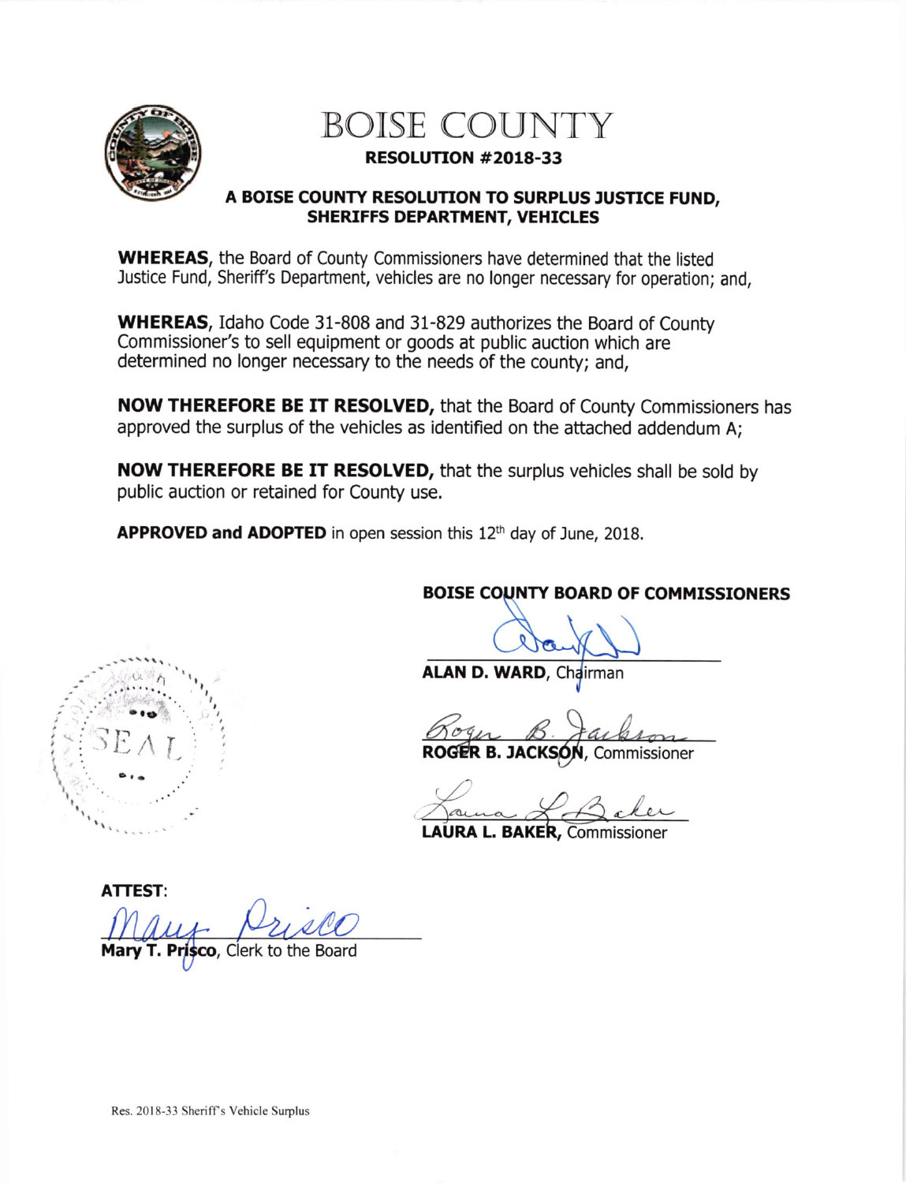# BOISE COUNTY

## RESOLUTION #2018-33

### A BOISE COUNTY RESOLUTION TO SURPLUS JUSTICE FUND, SHERIFFS DEPARTMENT, VEHICLES

**WHEREAS,** the Board of County Commissioners have determined that the listed Justice Fund, Sheriff's Department, vehicles are no longer necessary for operation; and,

**WHEREAS,** Idaho Code 31-808 and 31-829 authorizes the Board of County Commissioner's to sell equipment or goods at public auction which are determined no longer necessary to the needs of the county; and,

**NOW THEREFORE BE IT RESOLVED,** that the Board of County Commissioners has approved the surplus of the vehicles as identified on the attached addendum A;

**NOW THEREFORE BE IT RESOLVED,** that the surplus vehicles shall be sold by public auction or retained for County use.

**APPROVED and ADOPTED** in open session this 12th day of June, 2018.

**BOISE COUNTY BOARD OF COMMISSIONERS**

SEAL

**ALAN D. WARD**, Chairman

**ROGER B. JACKSON**, Commissioner

**LAURA L. BAKER,** Commissioner

**ATTEST:**

**Mary T. Prisco**, Clerk to the Board

Res. 2018-33 Sheriff's Vehicle Surplus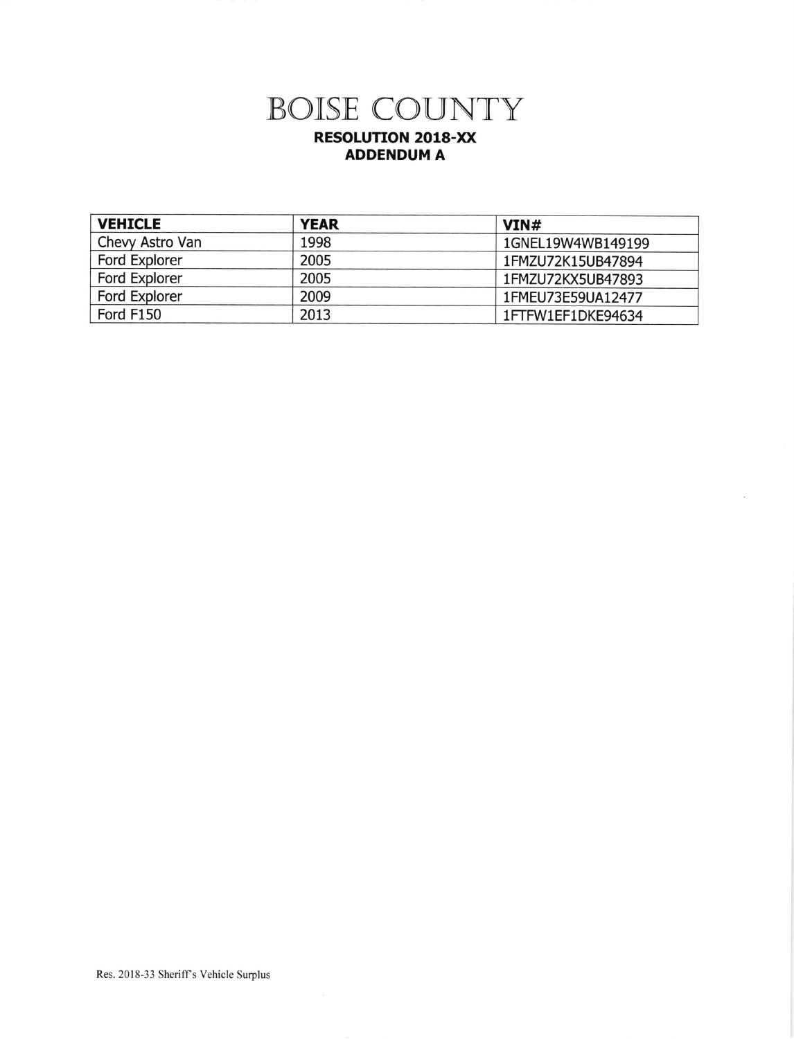# BOISE COUNTY

**RESOLUTION 2018-XX**
**ADDENDUM A**

| VEHICLE | YEAR | VIN# |
|---|---|---|
| Chevy Astro Van | 1998 | 1GNEL19W4WB149199 |
| Ford Explorer | 2005 | 1FMZU72K15UB47894 |
| Ford Explorer | 2005 | 1FMZU72KX5UB47893 |
| Ford Explorer | 2009 | 1FMEU73E59UA12477 |
| Ford F150 | 2013 | 1FTFW1EF1DKE94634 |

Res. 2018-33 Sheriff's Vehicle Surplus